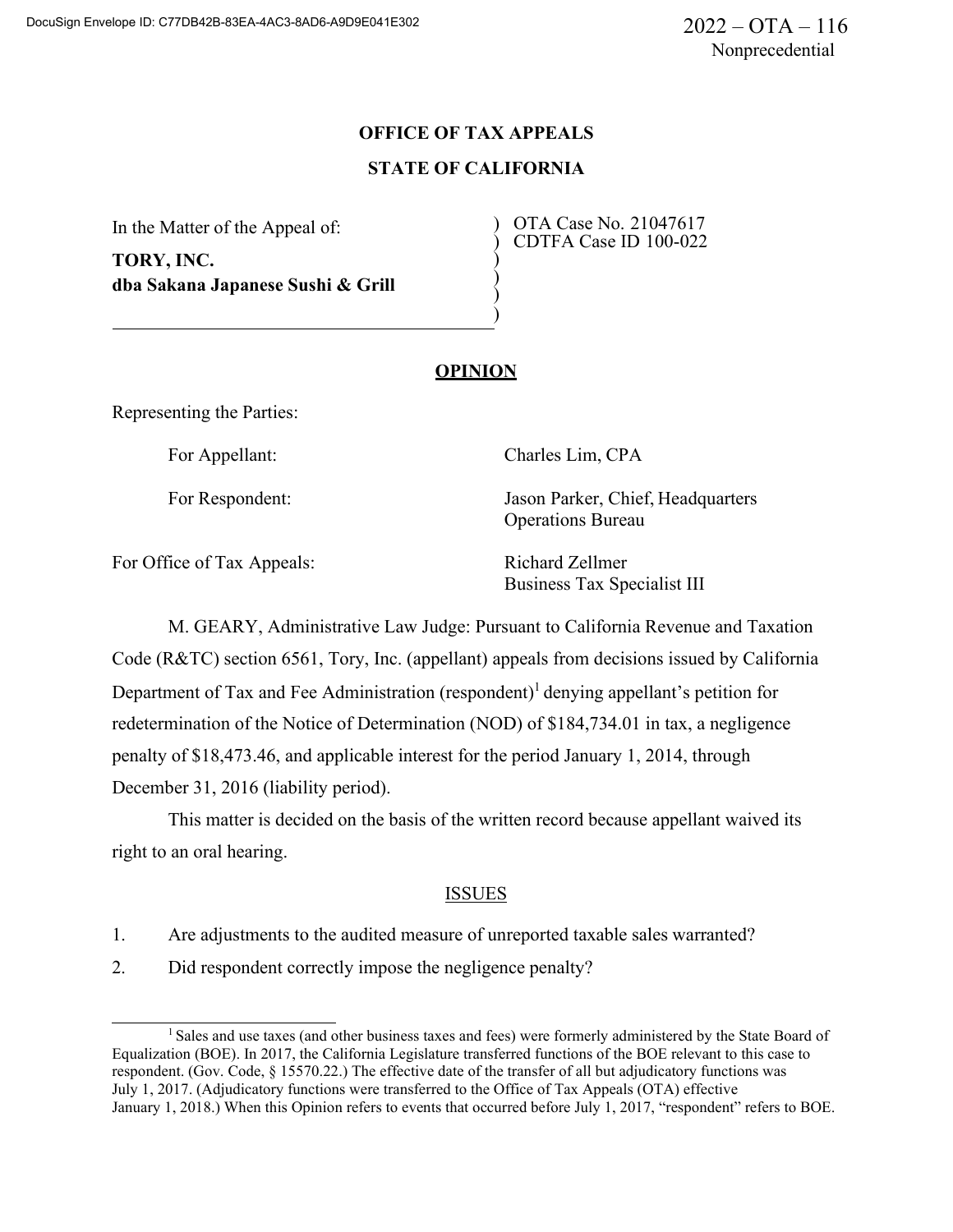DocuSign Envelope ID: C77DB42B-83EA-4AC3-8AD6-A9D9E041E302

2022 – OTA – 116
Nonprecedential

**OFFICE OF TAX APPEALS**

**STATE OF CALIFORNIA**

In the Matter of the Appeal of:

**TORY, INC.**
**dba Sakana Japanese Sushi & Grill**

OTA Case No. 21047617
CDTFA Case ID 100-022

## OPINION

Representing the Parties:

For Appellant: Charles Lim, CPA

For Respondent: Jason Parker, Chief, Headquarters Operations Bureau

For Office of Tax Appeals: Richard Zellmer, Business Tax Specialist III

M. GEARY, Administrative Law Judge: Pursuant to California Revenue and Taxation Code (R&TC) section 6561, Tory, Inc. (appellant) appeals from decisions issued by California Department of Tax and Fee Administration (respondent)[1] denying appellant's petition for redetermination of the Notice of Determination (NOD) of $184,734.01 in tax, a negligence penalty of $18,473.46, and applicable interest for the period January 1, 2014, through December 31, 2016 (liability period).

This matter is decided on the basis of the written record because appellant waived its right to an oral hearing.

ISSUES

1. Are adjustments to the audited measure of unreported taxable sales warranted?
2. Did respondent correctly impose the negligence penalty?

[1] Sales and use taxes (and other business taxes and fees) were formerly administered by the State Board of Equalization (BOE). In 2017, the California Legislature transferred functions of the BOE relevant to this case to respondent. (Gov. Code, § 15570.22.) The effective date of the transfer of all but adjudicatory functions was July 1, 2017. (Adjudicatory functions were transferred to the Office of Tax Appeals (OTA) effective January 1, 2018.) When this Opinion refers to events that occurred before July 1, 2017, "respondent" refers to BOE.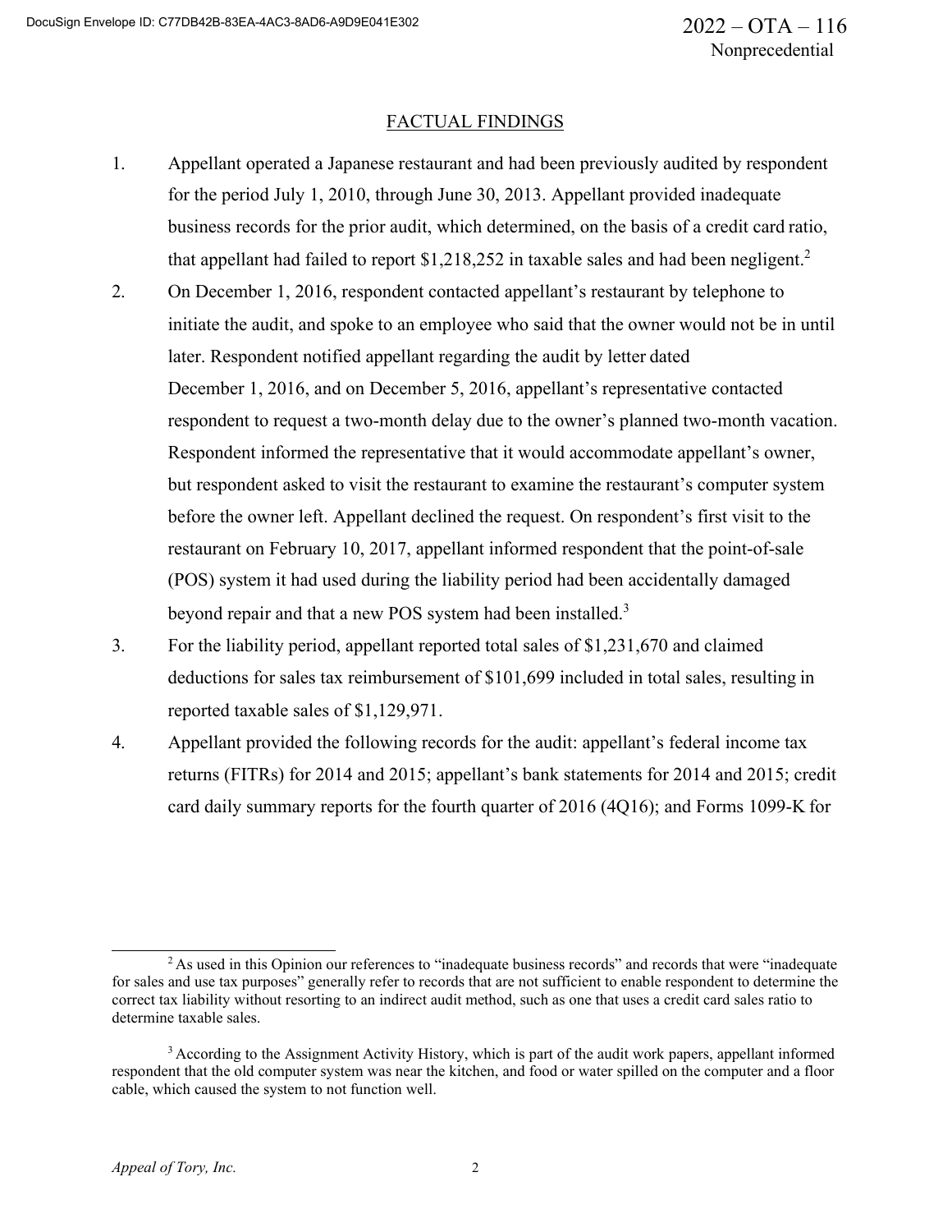## FACTUAL FINDINGS

1. Appellant operated a Japanese restaurant and had been previously audited by respondent for the period July 1, 2010, through June 30, 2013. Appellant provided inadequate business records for the prior audit, which determined, on the basis of a credit card ratio, that appellant had failed to report $1,218,252 in taxable sales and had been negligent.[2]

2. On December 1, 2016, respondent contacted appellant's restaurant by telephone to initiate the audit, and spoke to an employee who said that the owner would not be in until later. Respondent notified appellant regarding the audit by letter dated December 1, 2016, and on December 5, 2016, appellant's representative contacted respondent to request a two-month delay due to the owner's planned two-month vacation. Respondent informed the representative that it would accommodate appellant's owner, but respondent asked to visit the restaurant to examine the restaurant's computer system before the owner left. Appellant declined the request. On respondent's first visit to the restaurant on February 10, 2017, appellant informed respondent that the point-of-sale (POS) system it had used during the liability period had been accidentally damaged beyond repair and that a new POS system had been installed.[3]

3. For the liability period, appellant reported total sales of $1,231,670 and claimed deductions for sales tax reimbursement of $101,699 included in total sales, resulting in reported taxable sales of $1,129,971.

4. Appellant provided the following records for the audit: appellant's federal income tax returns (FITRs) for 2014 and 2015; appellant's bank statements for 2014 and 2015; credit card daily summary reports for the fourth quarter of 2016 (4Q16); and Forms 1099-K for

---

[2] As used in this Opinion our references to "inadequate business records" and records that were "inadequate for sales and use tax purposes" generally refer to records that are not sufficient to enable respondent to determine the correct tax liability without resorting to an indirect audit method, such as one that uses a credit card sales ratio to determine taxable sales.

[3] According to the Assignment Activity History, which is part of the audit work papers, appellant informed respondent that the old computer system was near the kitchen, and food or water spilled on the computer and a floor cable, which caused the system to not function well.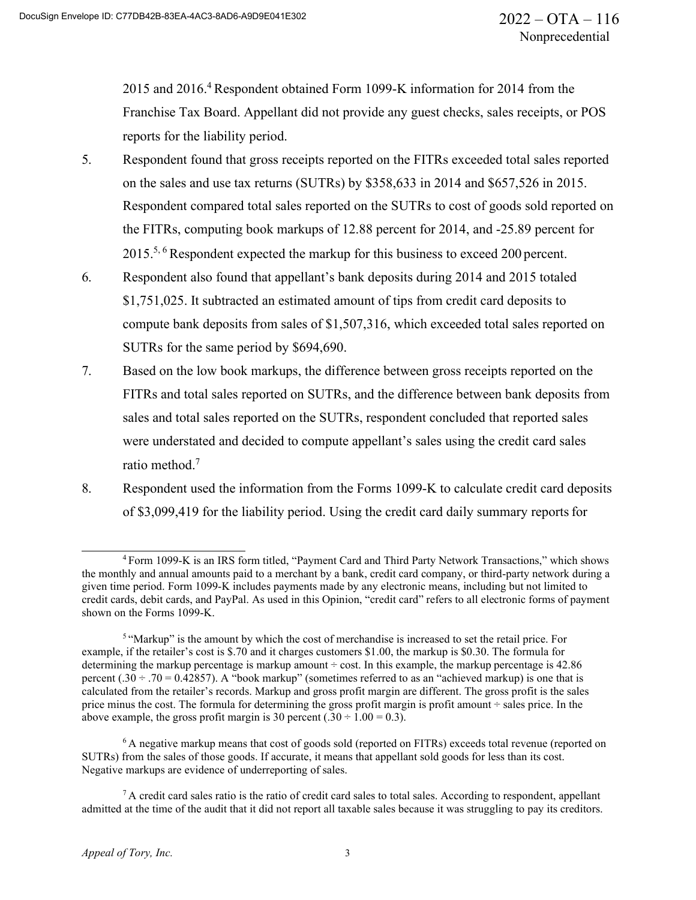2015 and 2016.[4] Respondent obtained Form 1099-K information for 2014 from the Franchise Tax Board. Appellant did not provide any guest checks, sales receipts, or POS reports for the liability period.

5. Respondent found that gross receipts reported on the FITRs exceeded total sales reported on the sales and use tax returns (SUTRs) by $358,633 in 2014 and $657,526 in 2015. Respondent compared total sales reported on the SUTRs to cost of goods sold reported on the FITRs, computing book markups of 12.88 percent for 2014, and -25.89 percent for 2015.[5, 6] Respondent expected the markup for this business to exceed 200 percent.

6. Respondent also found that appellant's bank deposits during 2014 and 2015 totaled $1,751,025. It subtracted an estimated amount of tips from credit card deposits to compute bank deposits from sales of $1,507,316, which exceeded total sales reported on SUTRs for the same period by $694,690.

7. Based on the low book markups, the difference between gross receipts reported on the FITRs and total sales reported on SUTRs, and the difference between bank deposits from sales and total sales reported on the SUTRs, respondent concluded that reported sales were understated and decided to compute appellant's sales using the credit card sales ratio method.[7]

8. Respondent used the information from the Forms 1099-K to calculate credit card deposits of $3,099,419 for the liability period. Using the credit card daily summary reports for

---

[4] Form 1099-K is an IRS form titled, "Payment Card and Third Party Network Transactions," which shows the monthly and annual amounts paid to a merchant by a bank, credit card company, or third-party network during a given time period. Form 1099-K includes payments made by any electronic means, including but not limited to credit cards, debit cards, and PayPal. As used in this Opinion, "credit card" refers to all electronic forms of payment shown on the Forms 1099-K.

[5] "Markup" is the amount by which the cost of merchandise is increased to set the retail price. For example, if the retailer's cost is $.70 and it charges customers $1.00, the markup is $0.30. The formula for determining the markup percentage is markup amount ÷ cost. In this example, the markup percentage is 42.86 percent (.30 ÷ .70 = 0.42857). A "book markup" (sometimes referred to as an "achieved markup) is one that is calculated from the retailer's records. Markup and gross profit margin are different. The gross profit is the sales price minus the cost. The formula for determining the gross profit margin is profit amount ÷ sales price. In the above example, the gross profit margin is 30 percent (.30 ÷ 1.00 = 0.3).

[6] A negative markup means that cost of goods sold (reported on FITRs) exceeds total revenue (reported on SUTRs) from the sales of those goods. If accurate, it means that appellant sold goods for less than its cost. Negative markups are evidence of underreporting of sales.

[7] A credit card sales ratio is the ratio of credit card sales to total sales. According to respondent, appellant admitted at the time of the audit that it did not report all taxable sales because it was struggling to pay its creditors.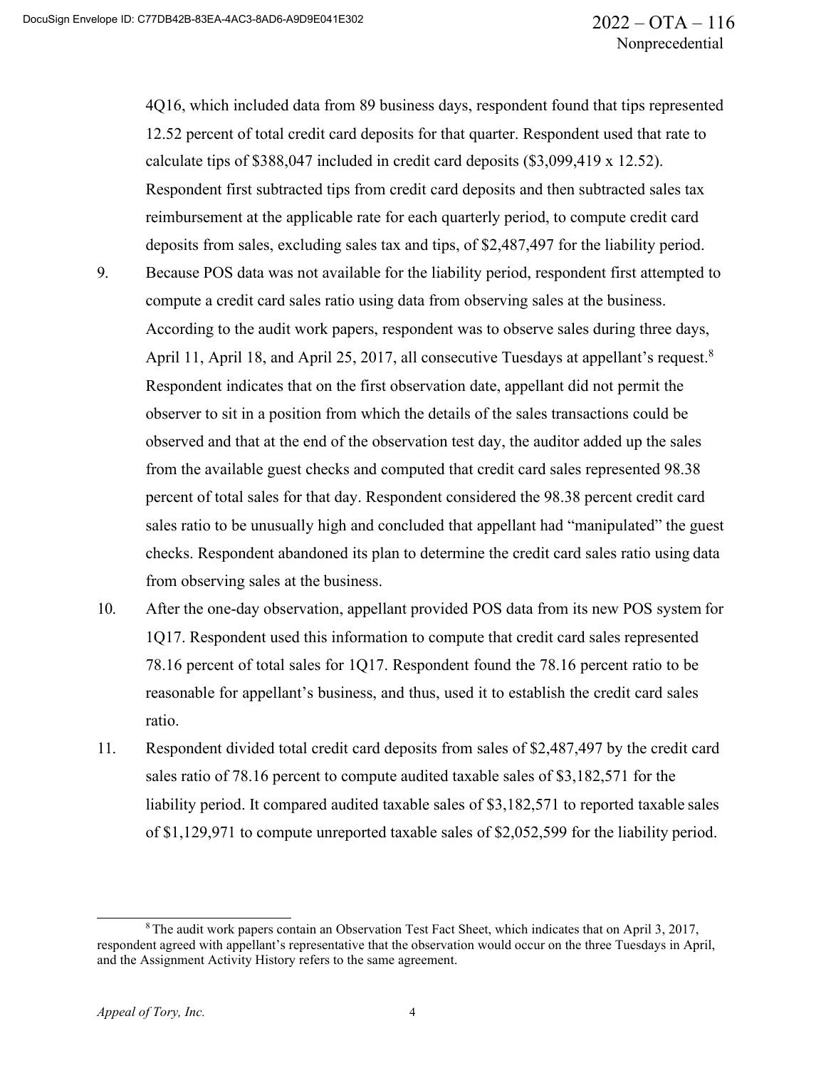4Q16, which included data from 89 business days, respondent found that tips represented 12.52 percent of total credit card deposits for that quarter. Respondent used that rate to calculate tips of $388,047 included in credit card deposits ($3,099,419 x 12.52). Respondent first subtracted tips from credit card deposits and then subtracted sales tax reimbursement at the applicable rate for each quarterly period, to compute credit card deposits from sales, excluding sales tax and tips, of $2,487,497 for the liability period.

9. Because POS data was not available for the liability period, respondent first attempted to compute a credit card sales ratio using data from observing sales at the business. According to the audit work papers, respondent was to observe sales during three days, April 11, April 18, and April 25, 2017, all consecutive Tuesdays at appellant's request.[8] Respondent indicates that on the first observation date, appellant did not permit the observer to sit in a position from which the details of the sales transactions could be observed and that at the end of the observation test day, the auditor added up the sales from the available guest checks and computed that credit card sales represented 98.38 percent of total sales for that day. Respondent considered the 98.38 percent credit card sales ratio to be unusually high and concluded that appellant had "manipulated" the guest checks. Respondent abandoned its plan to determine the credit card sales ratio using data from observing sales at the business.

10. After the one-day observation, appellant provided POS data from its new POS system for 1Q17. Respondent used this information to compute that credit card sales represented 78.16 percent of total sales for 1Q17. Respondent found the 78.16 percent ratio to be reasonable for appellant's business, and thus, used it to establish the credit card sales ratio.

11. Respondent divided total credit card deposits from sales of $2,487,497 by the credit card sales ratio of 78.16 percent to compute audited taxable sales of $3,182,571 for the liability period. It compared audited taxable sales of $3,182,571 to reported taxable sales of $1,129,971 to compute unreported taxable sales of $2,052,599 for the liability period.

---

[8] The audit work papers contain an Observation Test Fact Sheet, which indicates that on April 3, 2017, respondent agreed with appellant's representative that the observation would occur on the three Tuesdays in April, and the Assignment Activity History refers to the same agreement.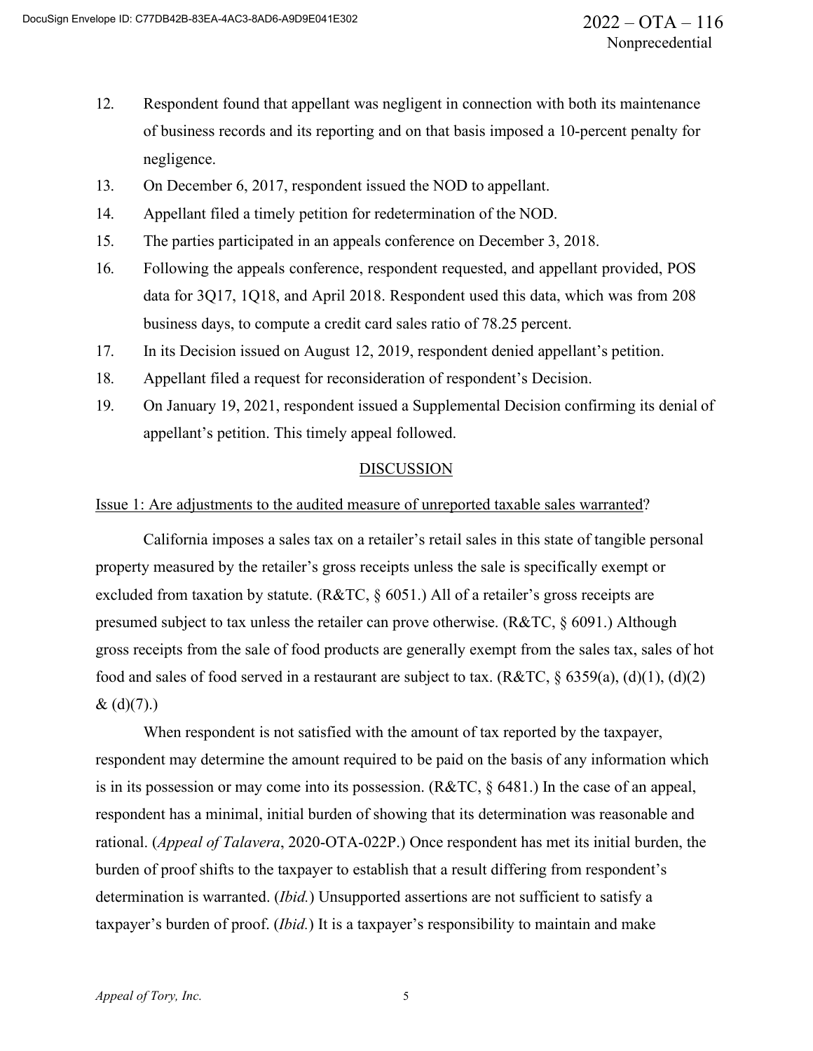12. Respondent found that appellant was negligent in connection with both its maintenance of business records and its reporting and on that basis imposed a 10-percent penalty for negligence.
13. On December 6, 2017, respondent issued the NOD to appellant.
14. Appellant filed a timely petition for redetermination of the NOD.
15. The parties participated in an appeals conference on December 3, 2018.
16. Following the appeals conference, respondent requested, and appellant provided, POS data for 3Q17, 1Q18, and April 2018. Respondent used this data, which was from 208 business days, to compute a credit card sales ratio of 78.25 percent.
17. In its Decision issued on August 12, 2019, respondent denied appellant's petition.
18. Appellant filed a request for reconsideration of respondent's Decision.
19. On January 19, 2021, respondent issued a Supplemental Decision confirming its denial of appellant's petition. This timely appeal followed.

## DISCUSSION

Issue 1: Are adjustments to the audited measure of unreported taxable sales warranted?

California imposes a sales tax on a retailer's retail sales in this state of tangible personal property measured by the retailer's gross receipts unless the sale is specifically exempt or excluded from taxation by statute. (R&TC, § 6051.) All of a retailer's gross receipts are presumed subject to tax unless the retailer can prove otherwise. (R&TC, § 6091.) Although gross receipts from the sale of food products are generally exempt from the sales tax, sales of hot food and sales of food served in a restaurant are subject to tax. (R&TC, § 6359(a), (d)(1), (d)(2) & (d)(7).)

When respondent is not satisfied with the amount of tax reported by the taxpayer, respondent may determine the amount required to be paid on the basis of any information which is in its possession or may come into its possession. (R&TC, § 6481.) In the case of an appeal, respondent has a minimal, initial burden of showing that its determination was reasonable and rational. (*Appeal of Talavera*, 2020-OTA-022P.) Once respondent has met its initial burden, the burden of proof shifts to the taxpayer to establish that a result differing from respondent's determination is warranted. (*Ibid.*) Unsupported assertions are not sufficient to satisfy a taxpayer's burden of proof. (*Ibid.*) It is a taxpayer's responsibility to maintain and make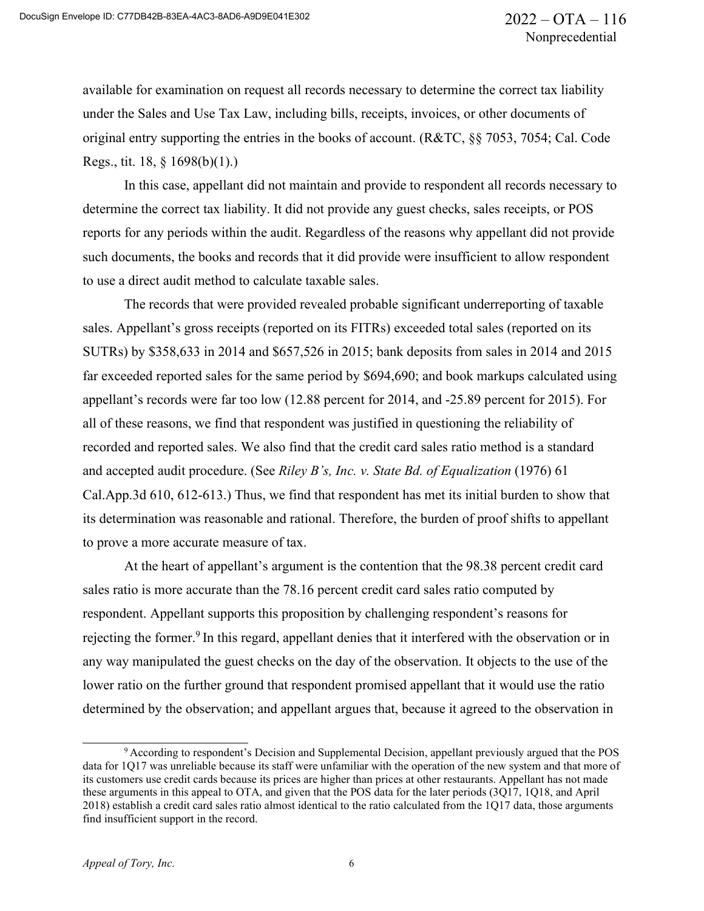available for examination on request all records necessary to determine the correct tax liability under the Sales and Use Tax Law, including bills, receipts, invoices, or other documents of original entry supporting the entries in the books of account. (R&TC, §§ 7053, 7054; Cal. Code Regs., tit. 18, § 1698(b)(1).)

In this case, appellant did not maintain and provide to respondent all records necessary to determine the correct tax liability. It did not provide any guest checks, sales receipts, or POS reports for any periods within the audit. Regardless of the reasons why appellant did not provide such documents, the books and records that it did provide were insufficient to allow respondent to use a direct audit method to calculate taxable sales.

The records that were provided revealed probable significant underreporting of taxable sales. Appellant's gross receipts (reported on its FITRs) exceeded total sales (reported on its SUTRs) by $358,633 in 2014 and $657,526 in 2015; bank deposits from sales in 2014 and 2015 far exceeded reported sales for the same period by $694,690; and book markups calculated using appellant's records were far too low (12.88 percent for 2014, and -25.89 percent for 2015). For all of these reasons, we find that respondent was justified in questioning the reliability of recorded and reported sales. We also find that the credit card sales ratio method is a standard and accepted audit procedure. (See *Riley B's, Inc. v. State Bd. of Equalization* (1976) 61 Cal.App.3d 610, 612-613.) Thus, we find that respondent has met its initial burden to show that its determination was reasonable and rational. Therefore, the burden of proof shifts to appellant to prove a more accurate measure of tax.

At the heart of appellant's argument is the contention that the 98.38 percent credit card sales ratio is more accurate than the 78.16 percent credit card sales ratio computed by respondent. Appellant supports this proposition by challenging respondent's reasons for rejecting the former.[9] In this regard, appellant denies that it interfered with the observation or in any way manipulated the guest checks on the day of the observation. It objects to the use of the lower ratio on the further ground that respondent promised appellant that it would use the ratio determined by the observation; and appellant argues that, because it agreed to the observation in

---

[9] According to respondent's Decision and Supplemental Decision, appellant previously argued that the POS data for 1Q17 was unreliable because its staff were unfamiliar with the operation of the new system and that more of its customers use credit cards because its prices are higher than prices at other restaurants. Appellant has not made these arguments in this appeal to OTA, and given that the POS data for the later periods (3Q17, 1Q18, and April 2018) establish a credit card sales ratio almost identical to the ratio calculated from the 1Q17 data, those arguments find insufficient support in the record.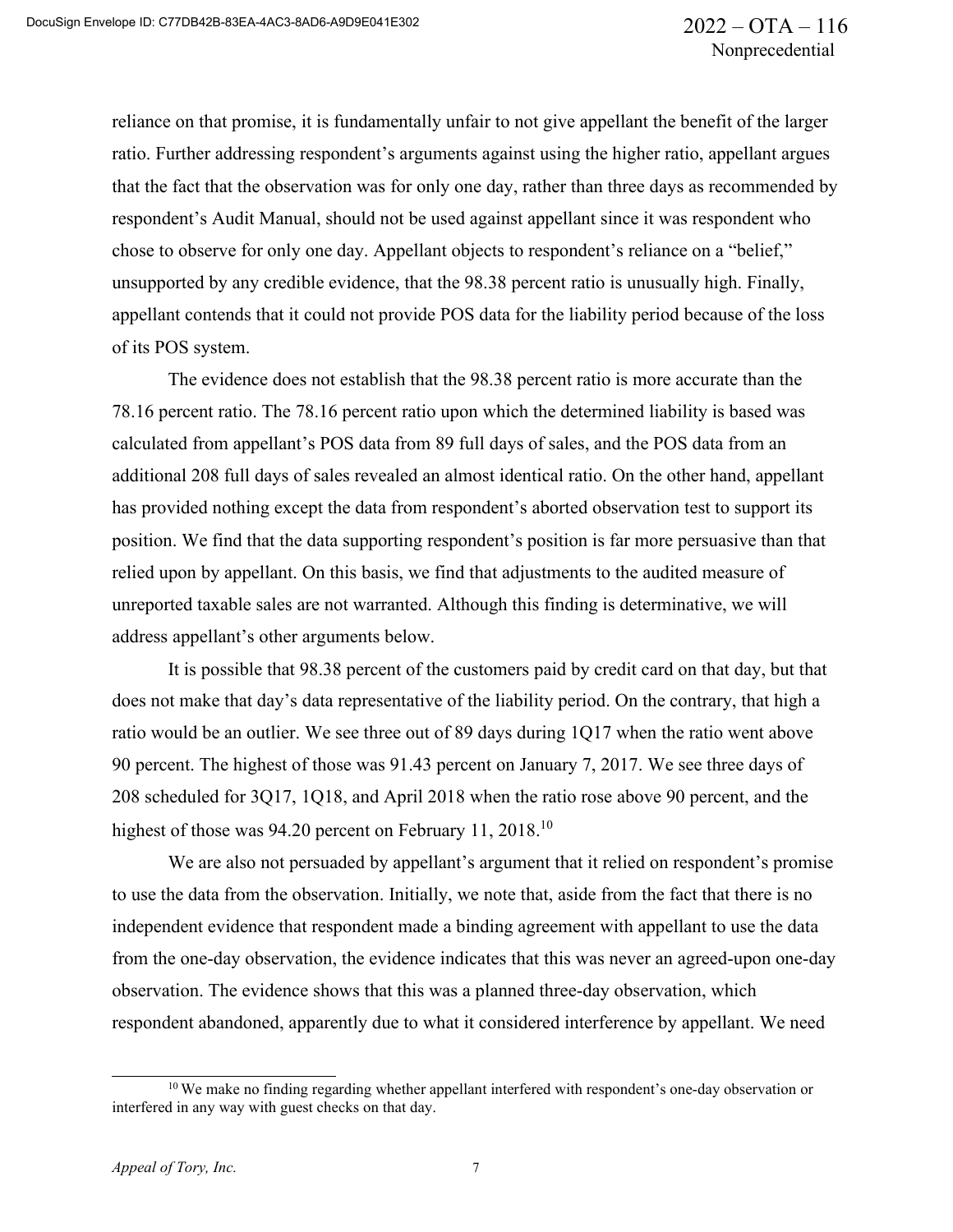reliance on that promise, it is fundamentally unfair to not give appellant the benefit of the larger ratio. Further addressing respondent's arguments against using the higher ratio, appellant argues that the fact that the observation was for only one day, rather than three days as recommended by respondent's Audit Manual, should not be used against appellant since it was respondent who chose to observe for only one day. Appellant objects to respondent's reliance on a "belief," unsupported by any credible evidence, that the 98.38 percent ratio is unusually high. Finally, appellant contends that it could not provide POS data for the liability period because of the loss of its POS system.

The evidence does not establish that the 98.38 percent ratio is more accurate than the 78.16 percent ratio. The 78.16 percent ratio upon which the determined liability is based was calculated from appellant's POS data from 89 full days of sales, and the POS data from an additional 208 full days of sales revealed an almost identical ratio. On the other hand, appellant has provided nothing except the data from respondent's aborted observation test to support its position. We find that the data supporting respondent's position is far more persuasive than that relied upon by appellant. On this basis, we find that adjustments to the audited measure of unreported taxable sales are not warranted. Although this finding is determinative, we will address appellant's other arguments below.

It is possible that 98.38 percent of the customers paid by credit card on that day, but that does not make that day's data representative of the liability period. On the contrary, that high a ratio would be an outlier. We see three out of 89 days during 1Q17 when the ratio went above 90 percent. The highest of those was 91.43 percent on January 7, 2017. We see three days of 208 scheduled for 3Q17, 1Q18, and April 2018 when the ratio rose above 90 percent, and the highest of those was 94.20 percent on February 11, 2018.[10]

We are also not persuaded by appellant's argument that it relied on respondent's promise to use the data from the observation. Initially, we note that, aside from the fact that there is no independent evidence that respondent made a binding agreement with appellant to use the data from the one-day observation, the evidence indicates that this was never an agreed-upon one-day observation. The evidence shows that this was a planned three-day observation, which respondent abandoned, apparently due to what it considered interference by appellant. We need

[10] We make no finding regarding whether appellant interfered with respondent's one-day observation or interfered in any way with guest checks on that day.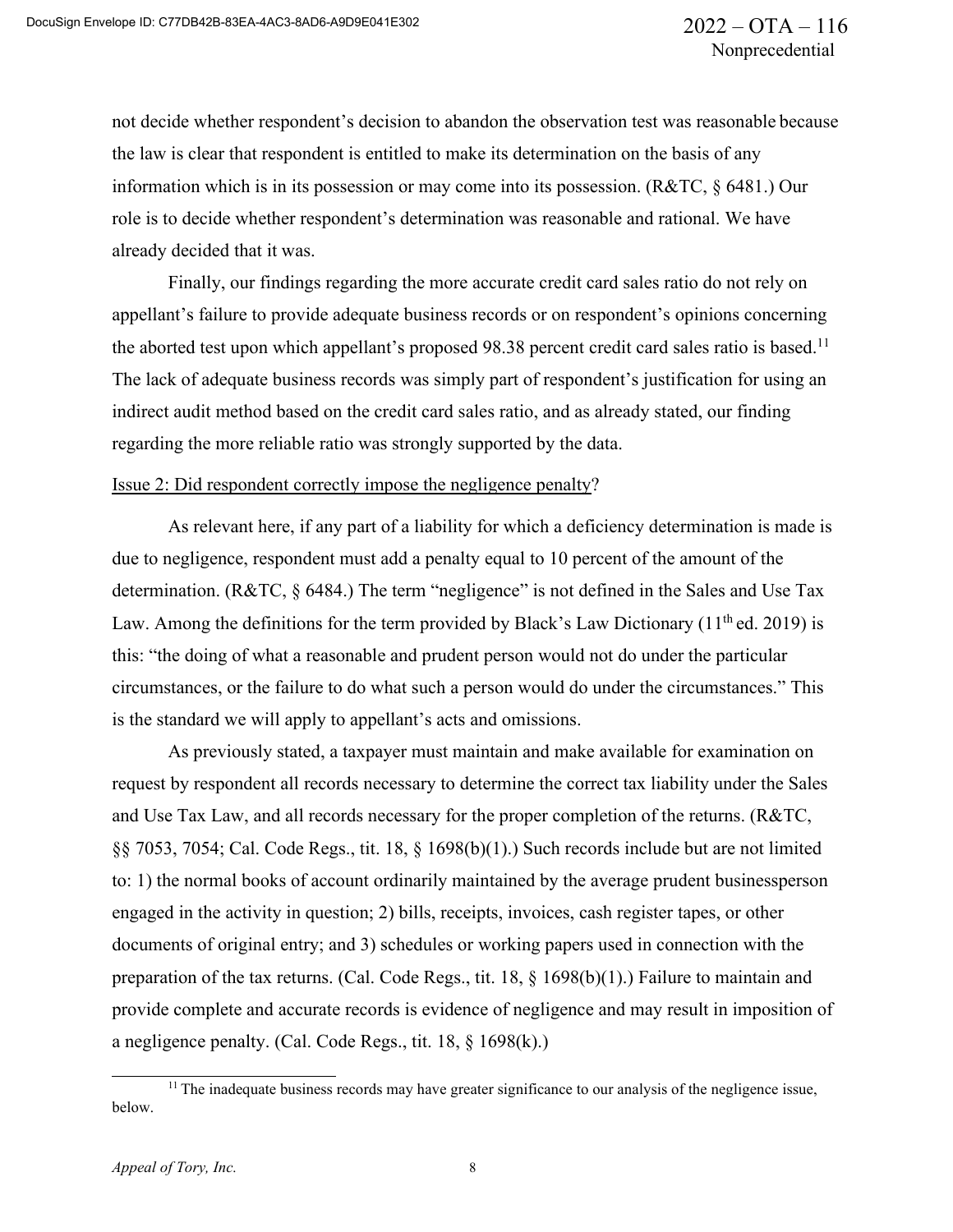not decide whether respondent's decision to abandon the observation test was reasonable because the law is clear that respondent is entitled to make its determination on the basis of any information which is in its possession or may come into its possession. (R&TC, § 6481.) Our role is to decide whether respondent's determination was reasonable and rational. We have already decided that it was.

Finally, our findings regarding the more accurate credit card sales ratio do not rely on appellant's failure to provide adequate business records or on respondent's opinions concerning the aborted test upon which appellant's proposed 98.38 percent credit card sales ratio is based.[11] The lack of adequate business records was simply part of respondent's justification for using an indirect audit method based on the credit card sales ratio, and as already stated, our finding regarding the more reliable ratio was strongly supported by the data.

Issue 2: Did respondent correctly impose the negligence penalty?

As relevant here, if any part of a liability for which a deficiency determination is made is due to negligence, respondent must add a penalty equal to 10 percent of the amount of the determination. (R&TC, § 6484.) The term "negligence" is not defined in the Sales and Use Tax Law. Among the definitions for the term provided by Black's Law Dictionary (11th ed. 2019) is this: "the doing of what a reasonable and prudent person would not do under the particular circumstances, or the failure to do what such a person would do under the circumstances." This is the standard we will apply to appellant's acts and omissions.

As previously stated, a taxpayer must maintain and make available for examination on request by respondent all records necessary to determine the correct tax liability under the Sales and Use Tax Law, and all records necessary for the proper completion of the returns. (R&TC, §§ 7053, 7054; Cal. Code Regs., tit. 18, § 1698(b)(1).) Such records include but are not limited to: 1) the normal books of account ordinarily maintained by the average prudent businessperson engaged in the activity in question; 2) bills, receipts, invoices, cash register tapes, or other documents of original entry; and 3) schedules or working papers used in connection with the preparation of the tax returns. (Cal. Code Regs., tit. 18, § 1698(b)(1).) Failure to maintain and provide complete and accurate records is evidence of negligence and may result in imposition of a negligence penalty. (Cal. Code Regs., tit. 18, § 1698(k).)

[11] The inadequate business records may have greater significance to our analysis of the negligence issue, below.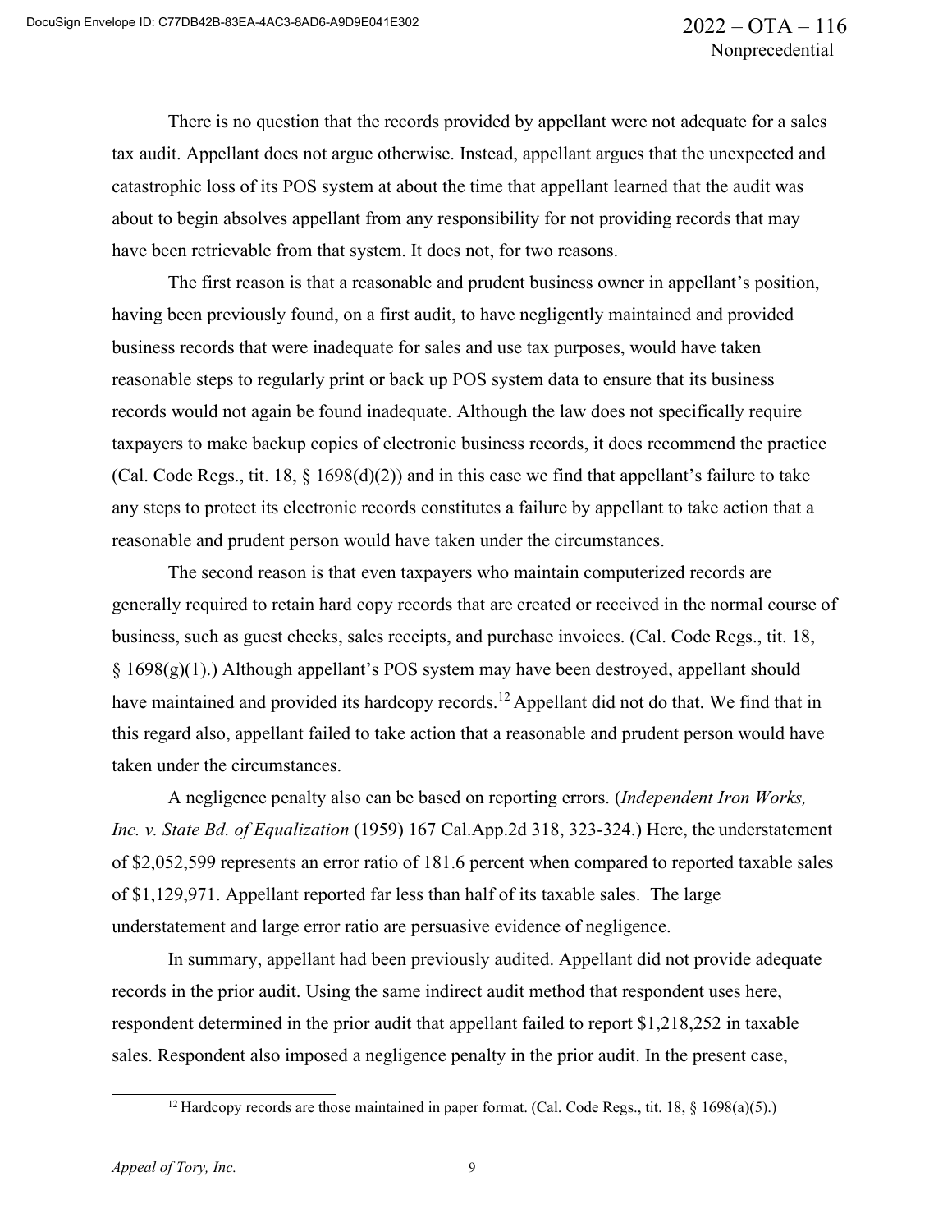There is no question that the records provided by appellant were not adequate for a sales tax audit. Appellant does not argue otherwise. Instead, appellant argues that the unexpected and catastrophic loss of its POS system at about the time that appellant learned that the audit was about to begin absolves appellant from any responsibility for not providing records that may have been retrievable from that system. It does not, for two reasons.

The first reason is that a reasonable and prudent business owner in appellant's position, having been previously found, on a first audit, to have negligently maintained and provided business records that were inadequate for sales and use tax purposes, would have taken reasonable steps to regularly print or back up POS system data to ensure that its business records would not again be found inadequate. Although the law does not specifically require taxpayers to make backup copies of electronic business records, it does recommend the practice (Cal. Code Regs., tit. 18, § 1698(d)(2)) and in this case we find that appellant's failure to take any steps to protect its electronic records constitutes a failure by appellant to take action that a reasonable and prudent person would have taken under the circumstances.

The second reason is that even taxpayers who maintain computerized records are generally required to retain hard copy records that are created or received in the normal course of business, such as guest checks, sales receipts, and purchase invoices. (Cal. Code Regs., tit. 18, § 1698(g)(1).) Although appellant's POS system may have been destroyed, appellant should have maintained and provided its hardcopy records.[12] Appellant did not do that. We find that in this regard also, appellant failed to take action that a reasonable and prudent person would have taken under the circumstances.

A negligence penalty also can be based on reporting errors. (*Independent Iron Works, Inc. v. State Bd. of Equalization* (1959) 167 Cal.App.2d 318, 323-324.) Here, the understatement of $2,052,599 represents an error ratio of 181.6 percent when compared to reported taxable sales of $1,129,971. Appellant reported far less than half of its taxable sales. The large understatement and large error ratio are persuasive evidence of negligence.

In summary, appellant had been previously audited. Appellant did not provide adequate records in the prior audit. Using the same indirect audit method that respondent uses here, respondent determined in the prior audit that appellant failed to report $1,218,252 in taxable sales. Respondent also imposed a negligence penalty in the prior audit. In the present case,

[12] Hardcopy records are those maintained in paper format. (Cal. Code Regs., tit. 18, § 1698(a)(5).)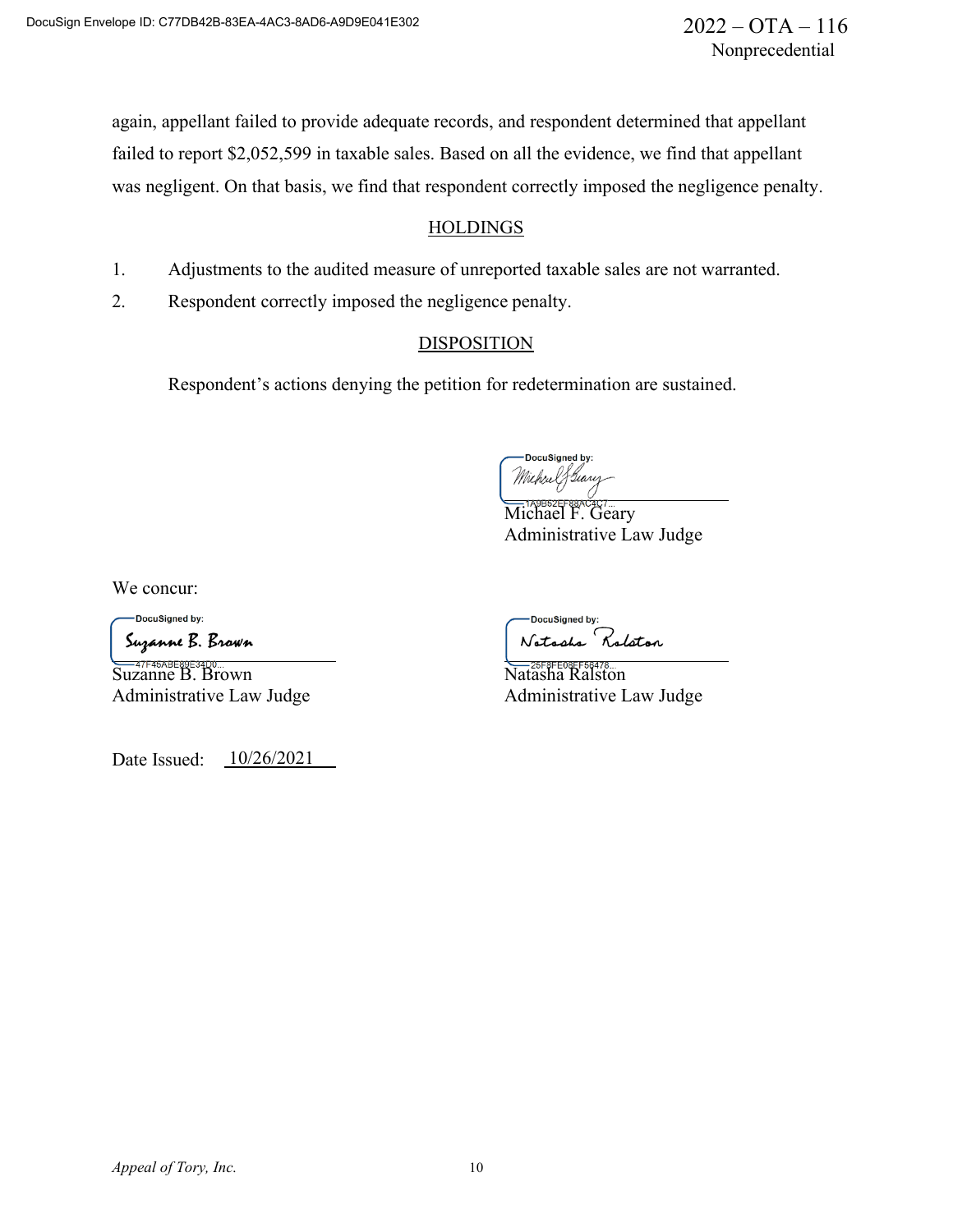again, appellant failed to provide adequate records, and respondent determined that appellant failed to report $2,052,599 in taxable sales. Based on all the evidence, we find that appellant was negligent. On that basis, we find that respondent correctly imposed the negligence penalty.

## HOLDINGS

1. Adjustments to the audited measure of unreported taxable sales are not warranted.
2. Respondent correctly imposed the negligence penalty.

## DISPOSITION

Respondent's actions denying the petition for redetermination are sustained.

DocuSigned by:

Michael F. Geary
Administrative Law Judge

We concur:

DocuSigned by:

Suzanne B. Brown
Administrative Law Judge

DocuSigned by:

Natasha Ralston
Administrative Law Judge

Date Issued: 10/26/2021